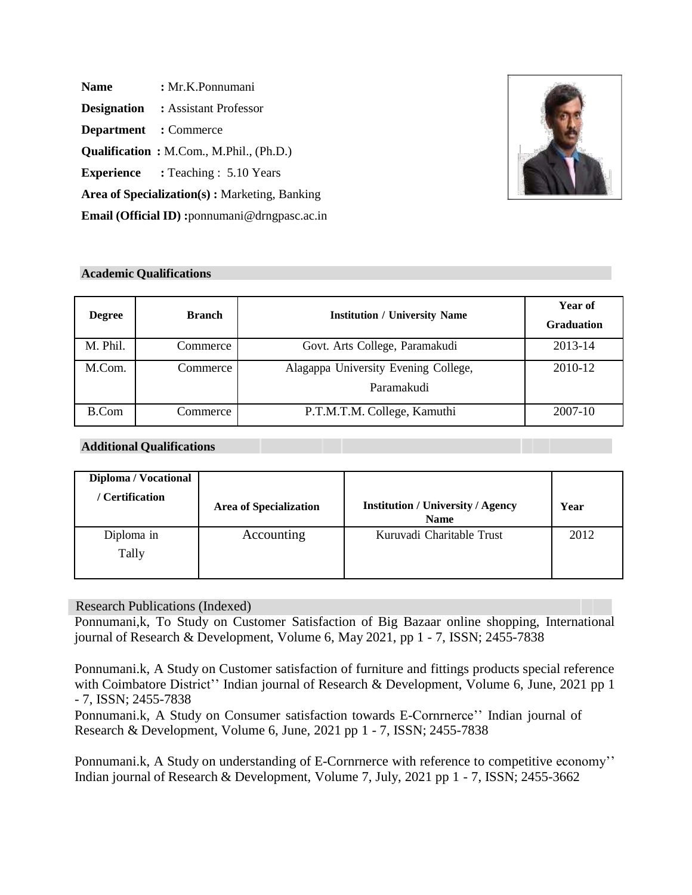**Name** : Mr.K.Ponnumani

**Designation** : Assistant Professor

**Department** : Commerce

**Qualification** : M.Com., M.Phil., (Ph.D.)

**Experience** : Teaching : 5.10 Years

**Area of Specialization(s)** : Marketing, Banking

**Email (Official ID)** :ponnumani@drngpasc.ac.in

## Academic Qualifications

| Degree | Branch | Institution / University Name | Year of Graduation |
|---|---|---|---|
| M. Phil. | Commerce | Govt. Arts College, Paramakudi | 2013-14 |
| M.Com. | Commerce | Alagappa University Evening College, Paramakudi | 2010-12 |
| B.Com | Commerce | P.T.M.T.M. College, Kamuthi | 2007-10 |

## Additional Qualifications

| Diploma / Vocational / Certification | Area of Specialization | Institution / University / Agency Name | Year |
|---|---|---|---|
| Diploma in Tally | Accounting | Kuruvadi Charitable Trust | 2012 |

## Research Publications (Indexed)

Ponnumani,k, To Study on Customer Satisfaction of Big Bazaar online shopping, International journal of Research & Development, Volume 6, May 2021, pp 1 - 7, ISSN; 2455-7838

Ponnumani.k, A Study on Customer satisfaction of furniture and fittings products special reference with Coimbatore District'' Indian journal of Research & Development, Volume 6, June, 2021 pp 1 - 7, ISSN; 2455-7838

Ponnumani.k, A Study on Consumer satisfaction towards E-Cornrnerce'' Indian journal of Research & Development, Volume 6, June, 2021 pp 1 - 7, ISSN; 2455-7838

Ponnumani.k, A Study on understanding of E-Cornrnerce with reference to competitive economy'' Indian journal of Research & Development, Volume 7, July, 2021 pp 1 - 7, ISSN; 2455-3662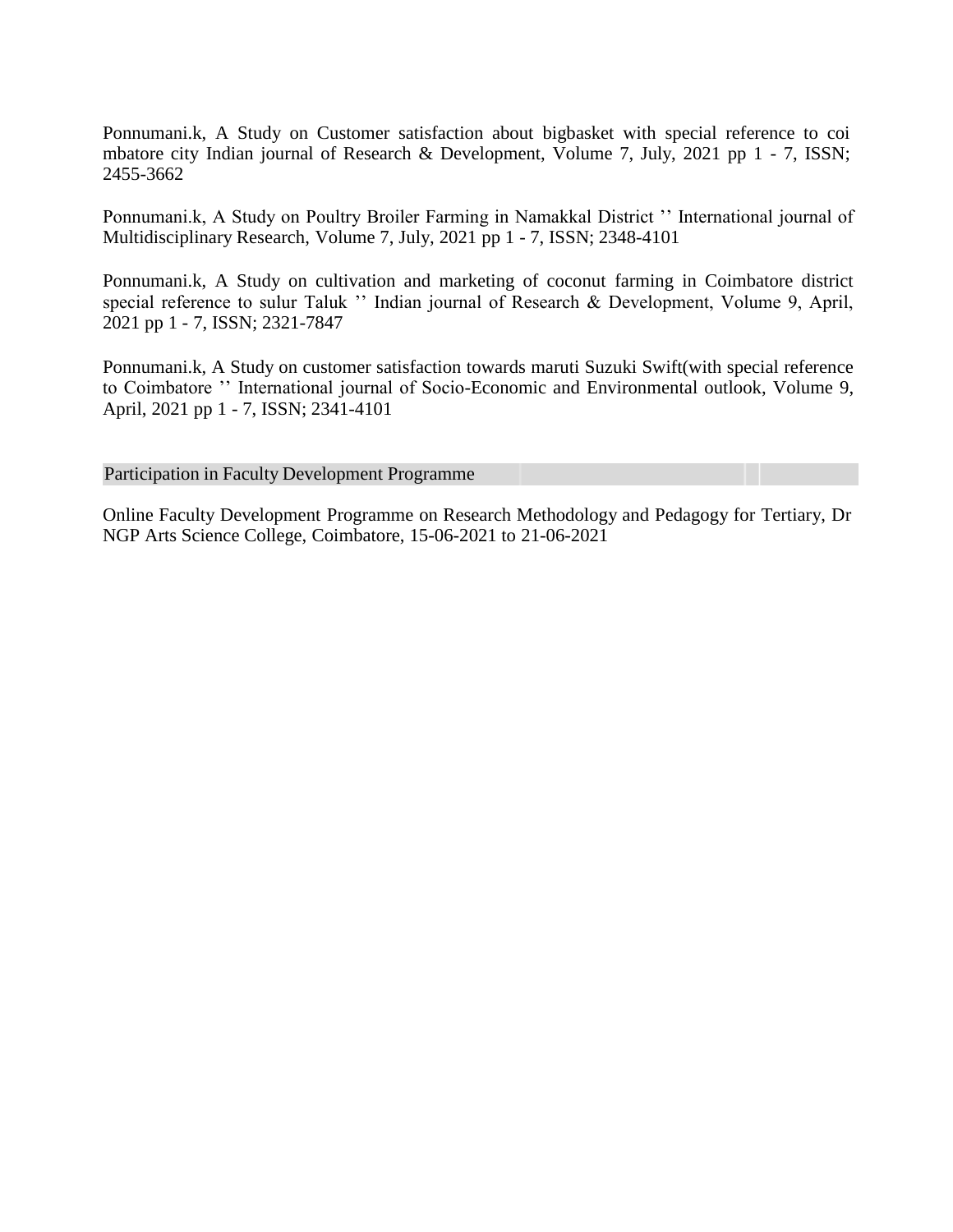Ponnumani.k, A Study on Customer satisfaction about bigbasket with special reference to coi mbatore city Indian journal of Research & Development, Volume 7, July, 2021 pp 1 - 7, ISSN; 2455-3662

Ponnumani.k, A Study on Poultry Broiler Farming in Namakkal District '' International journal of Multidisciplinary Research, Volume 7, July, 2021 pp 1 - 7, ISSN; 2348-4101

Ponnumani.k, A Study on cultivation and marketing of coconut farming in Coimbatore district special reference to sulur Taluk '' Indian journal of Research & Development, Volume 9, April, 2021 pp 1 - 7, ISSN; 2321-7847

Ponnumani.k, A Study on customer satisfaction towards maruti Suzuki Swift(with special reference to Coimbatore '' International journal of Socio-Economic and Environmental outlook, Volume 9, April, 2021 pp 1 - 7, ISSN; 2341-4101

## Participation in Faculty Development Programme

Online Faculty Development Programme on Research Methodology and Pedagogy for Tertiary, Dr NGP Arts Science College, Coimbatore, 15-06-2021 to 21-06-2021